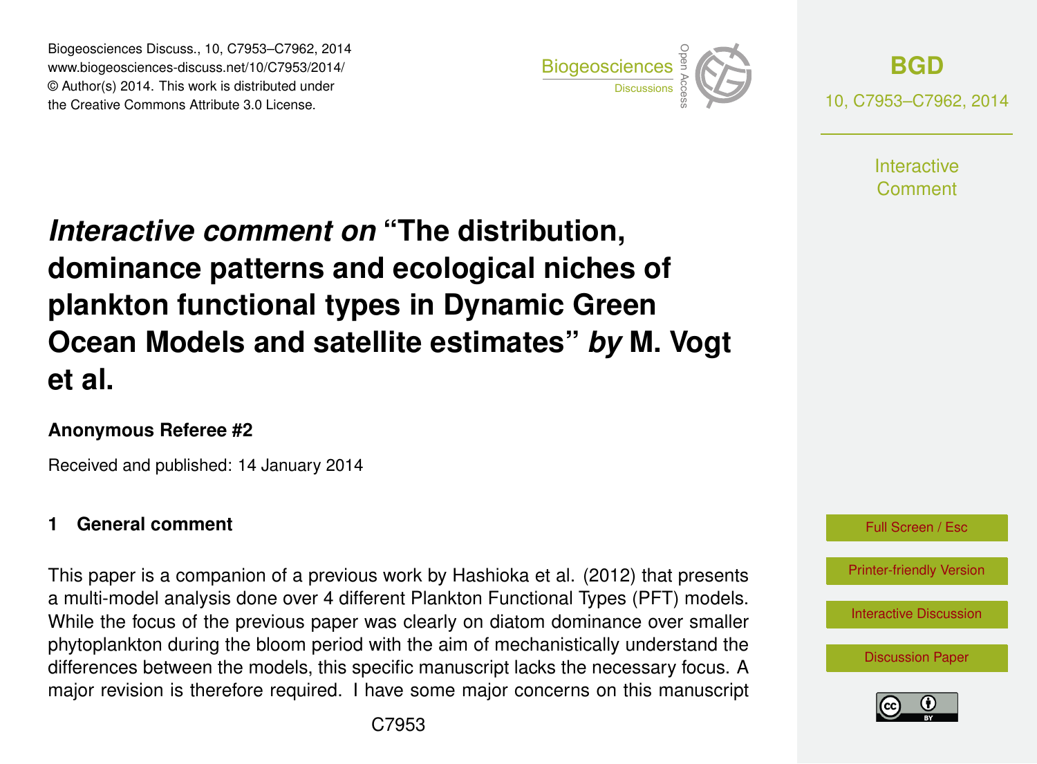# *Interactive comment on* "The distribution, dominance patterns and ecological niches of plankton functional types in Dynamic Green Ocean Models and satellite estimates" *by* M. Vogt et al.

**Anonymous Referee #2**

Received and published: 14 January 2014

## 1 General comment

This paper is a companion of a previous work by Hashioka et al. (2012) that presents a multi-model analysis done over 4 different Plankton Functional Types (PFT) models. While the focus of the previous paper was clearly on diatom dominance over smaller phytoplankton during the bloom period with the aim of mechanistically understand the differences between the models, this specific manuscript lacks the necessary focus. A major revision is therefore required. I have some major concerns on this manuscript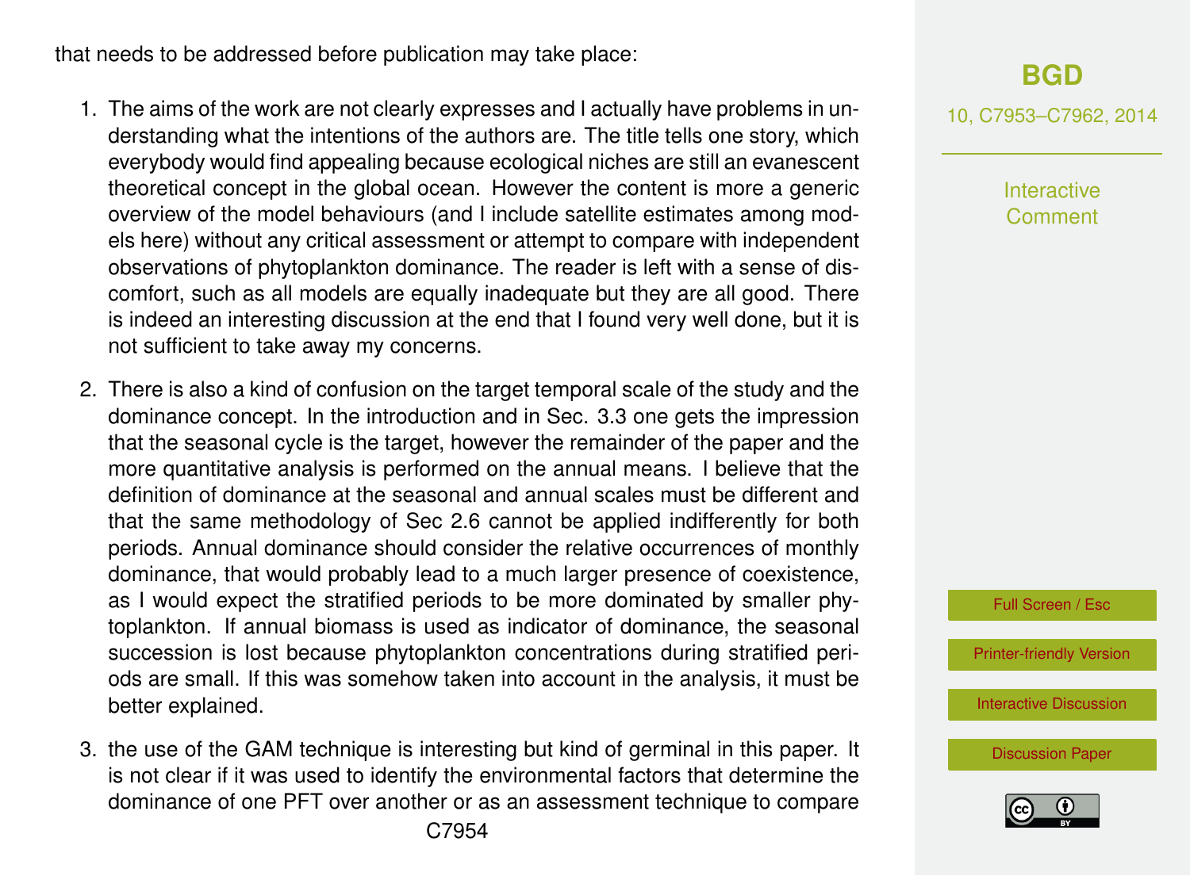that needs to be addressed before publication may take place:

1. The aims of the work are not clearly expresses and I actually have problems in understanding what the intentions of the authors are. The title tells one story, which everybody would find appealing because ecological niches are still an evanescent theoretical concept in the global ocean. However the content is more a generic overview of the model behaviours (and I include satellite estimates among models here) without any critical assessment or attempt to compare with independent observations of phytoplankton dominance. The reader is left with a sense of discomfort, such as all models are equally inadequate but they are all good. There is indeed an interesting discussion at the end that I found very well done, but it is not sufficient to take away my concerns.

2. There is also a kind of confusion on the target temporal scale of the study and the dominance concept. In the introduction and in Sec. 3.3 one gets the impression that the seasonal cycle is the target, however the remainder of the paper and the more quantitative analysis is performed on the annual means. I believe that the definition of dominance at the seasonal and annual scales must be different and that the same methodology of Sec 2.6 cannot be applied indifferently for both periods. Annual dominance should consider the relative occurrences of monthly dominance, that would probably lead to a much larger presence of coexistence, as I would expect the stratified periods to be more dominated by smaller phytoplankton. If annual biomass is used as indicator of dominance, the seasonal succession is lost because phytoplankton concentrations during stratified periods are small. If this was somehow taken into account in the analysis, it must be better explained.

3. the use of the GAM technique is interesting but kind of germinal in this paper. It is not clear if it was used to identify the environmental factors that determine the dominance of one PFT over another or as an assessment technique to compare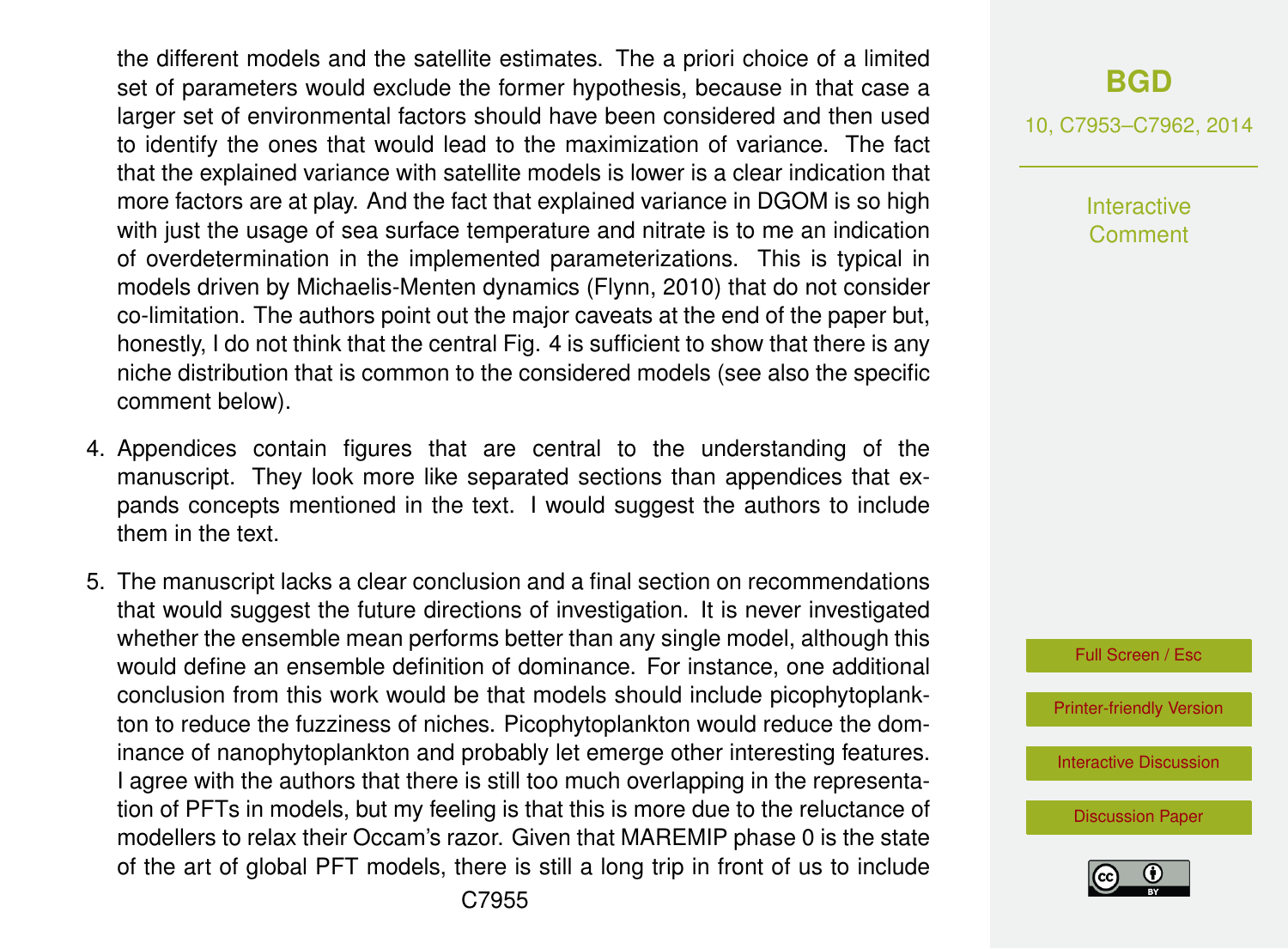the different models and the satellite estimates. The a priori choice of a limited set of parameters would exclude the former hypothesis, because in that case a larger set of environmental factors should have been considered and then used to identify the ones that would lead to the maximization of variance. The fact that the explained variance with satellite models is lower is a clear indication that more factors are at play. And the fact that explained variance in DGOM is so high with just the usage of sea surface temperature and nitrate is to me an indication of overdetermination in the implemented parameterizations. This is typical in models driven by Michaelis-Menten dynamics (Flynn, 2010) that do not consider co-limitation. The authors point out the major caveats at the end of the paper but, honestly, I do not think that the central Fig. 4 is sufficient to show that there is any niche distribution that is common to the considered models (see also the specific comment below).

4. Appendices contain figures that are central to the understanding of the manuscript. They look more like separated sections than appendices that expands concepts mentioned in the text. I would suggest the authors to include them in the text.

5. The manuscript lacks a clear conclusion and a final section on recommendations that would suggest the future directions of investigation. It is never investigated whether the ensemble mean performs better than any single model, although this would define an ensemble definition of dominance. For instance, one additional conclusion from this work would be that models should include picophytoplankton to reduce the fuzziness of niches. Picophytoplankton would reduce the dominance of nanophytoplankton and probably let emerge other interesting features. I agree with the authors that there is still too much overlapping in the representation of PFTs in models, but my feeling is that this is more due to the reluctance of modellers to relax their Occam's razor. Given that MAREMIP phase 0 is the state of the art of global PFT models, there is still a long trip in front of us to include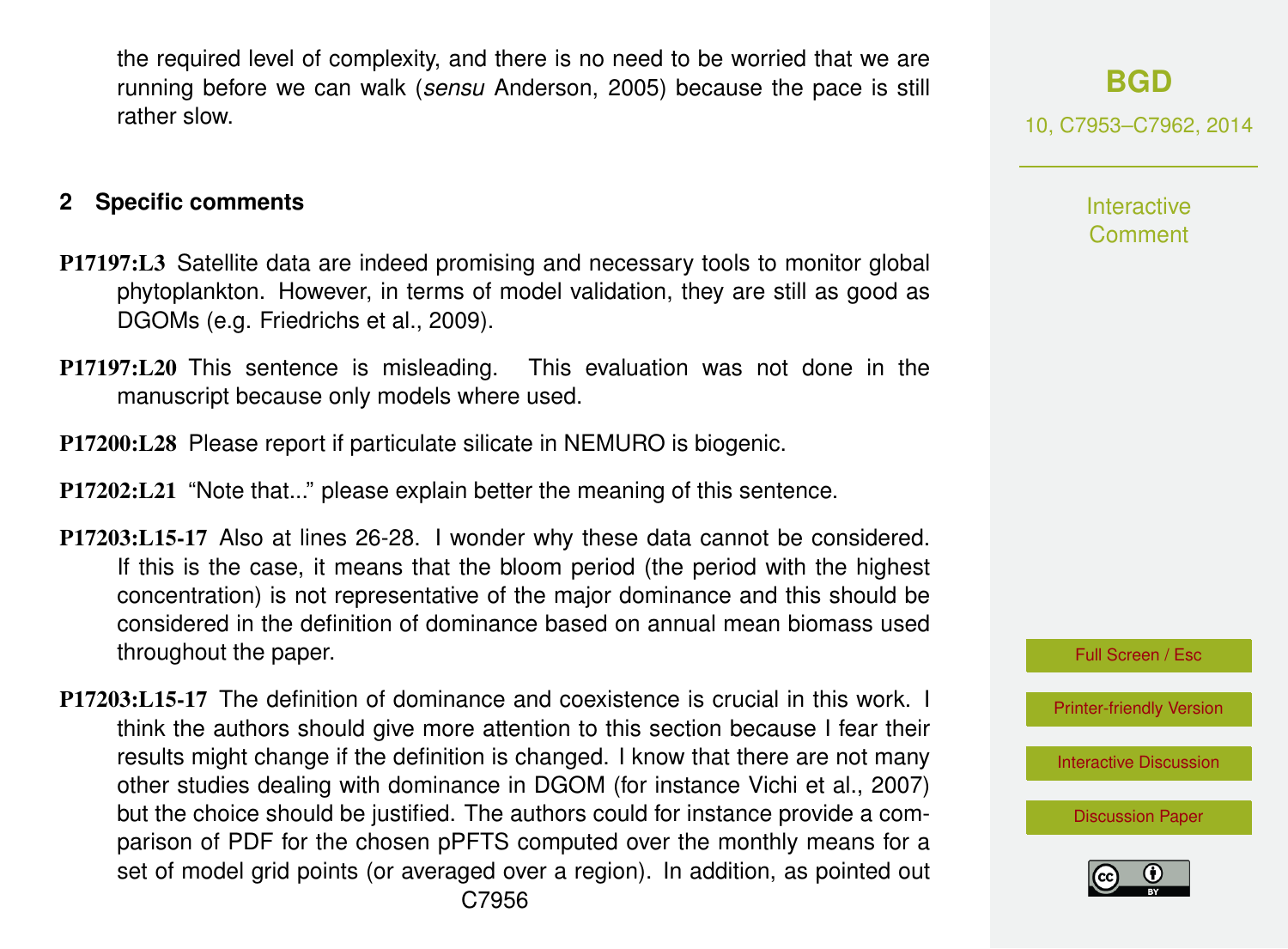the required level of complexity, and there is no need to be worried that we are running before we can walk (*sensu* Anderson, 2005) because the pace is still rather slow.

## 2 Specific comments

**P17197:L3** Satellite data are indeed promising and necessary tools to monitor global phytoplankton. However, in terms of model validation, they are still as good as DGOMs (e.g. Friedrichs et al., 2009).

**P17197:L20** This sentence is misleading. This evaluation was not done in the manuscript because only models where used.

**P17200:L28** Please report if particulate silicate in NEMURO is biogenic.

**P17202:L21** "Note that..." please explain better the meaning of this sentence.

**P17203:L15-17** Also at lines 26-28. I wonder why these data cannot be considered. If this is the case, it means that the bloom period (the period with the highest concentration) is not representative of the major dominance and this should be considered in the definition of dominance based on annual mean biomass used throughout the paper.

**P17203:L15-17** The definition of dominance and coexistence is crucial in this work. I think the authors should give more attention to this section because I fear their results might change if the definition is changed. I know that there are not many other studies dealing with dominance in DGOM (for instance Vichi et al., 2007) but the choice should be justified. The authors could for instance provide a comparison of PDF for the chosen pPFTS computed over the monthly means for a set of model grid points (or averaged over a region). In addition, as pointed out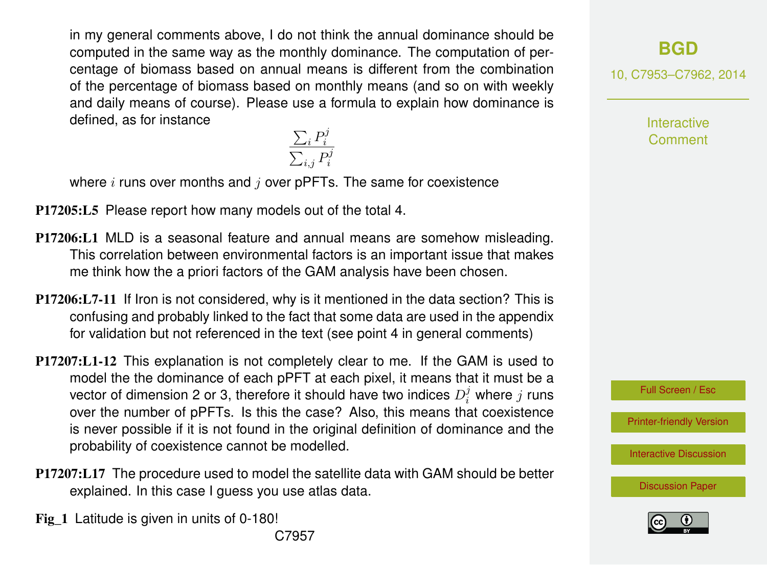in my general comments above, I do not think the annual dominance should be computed in the same way as the monthly dominance. The computation of percentage of biomass based on annual means is different from the combination of the percentage of biomass based on monthly means (and so on with weekly and daily means of course). Please use a formula to explain how dominance is defined, as for instance

$$\frac{\sum_i P_i^j}{\sum_{i,j} P_i^j}$$

where $i$ runs over months and $j$ over pPFTs. The same for coexistence

**P17205:L5** Please report how many models out of the total 4.

**P17206:L1** MLD is a seasonal feature and annual means are somehow misleading. This correlation between environmental factors is an important issue that makes me think how the a priori factors of the GAM analysis have been chosen.

**P17206:L7-11** If Iron is not considered, why is it mentioned in the data section? This is confusing and probably linked to the fact that some data are used in the appendix for validation but not referenced in the text (see point 4 in general comments)

**P17207:L1-12** This explanation is not completely clear to me. If the GAM is used to model the the dominance of each pPFT at each pixel, it means that it must be a vector of dimension 2 or 3, therefore it should have two indices $D_i^j$ where $j$ runs over the number of pPFTs. Is this the case? Also, this means that coexistence is never possible if it is not found in the original definition of dominance and the probability of coexistence cannot be modelled.

**P17207:L17** The procedure used to model the satellite data with GAM should be better explained. In this case I guess you use atlas data.

**Fig_1** Latitude is given in units of 0-180!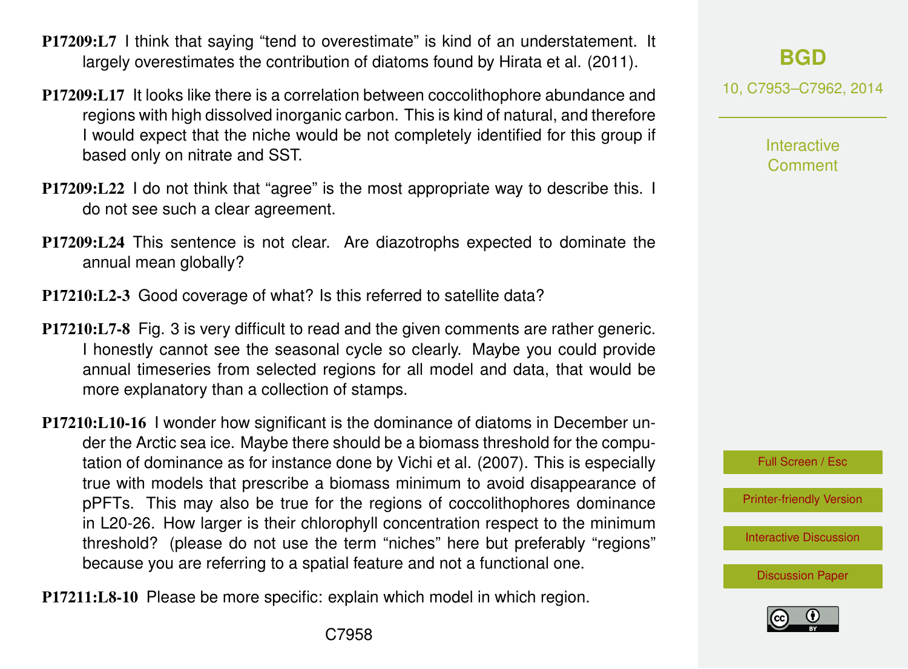**P17209:L7** I think that saying "tend to overestimate" is kind of an understatement. It largely overestimates the contribution of diatoms found by Hirata et al. (2011).

**P17209:L17** It looks like there is a correlation between coccolithophore abundance and regions with high dissolved inorganic carbon. This is kind of natural, and therefore I would expect that the niche would be not completely identified for this group if based only on nitrate and SST.

**P17209:L22** I do not think that "agree" is the most appropriate way to describe this. I do not see such a clear agreement.

**P17209:L24** This sentence is not clear. Are diazotrophs expected to dominate the annual mean globally?

**P17210:L2-3** Good coverage of what? Is this referred to satellite data?

**P17210:L7-8** Fig. 3 is very difficult to read and the given comments are rather generic. I honestly cannot see the seasonal cycle so clearly. Maybe you could provide annual timeseries from selected regions for all model and data, that would be more explanatory than a collection of stamps.

**P17210:L10-16** I wonder how significant is the dominance of diatoms in December under the Arctic sea ice. Maybe there should be a biomass threshold for the computation of dominance as for instance done by Vichi et al. (2007). This is especially true with models that prescribe a biomass minimum to avoid disappearance of pPFTs. This may also be true for the regions of coccolithophores dominance in L20-26. How larger is their chlorophyll concentration respect to the minimum threshold? (please do not use the term "niches" here but preferably "regions" because you are referring to a spatial feature and not a functional one.

**P17211:L8-10** Please be more specific: explain which model in which region.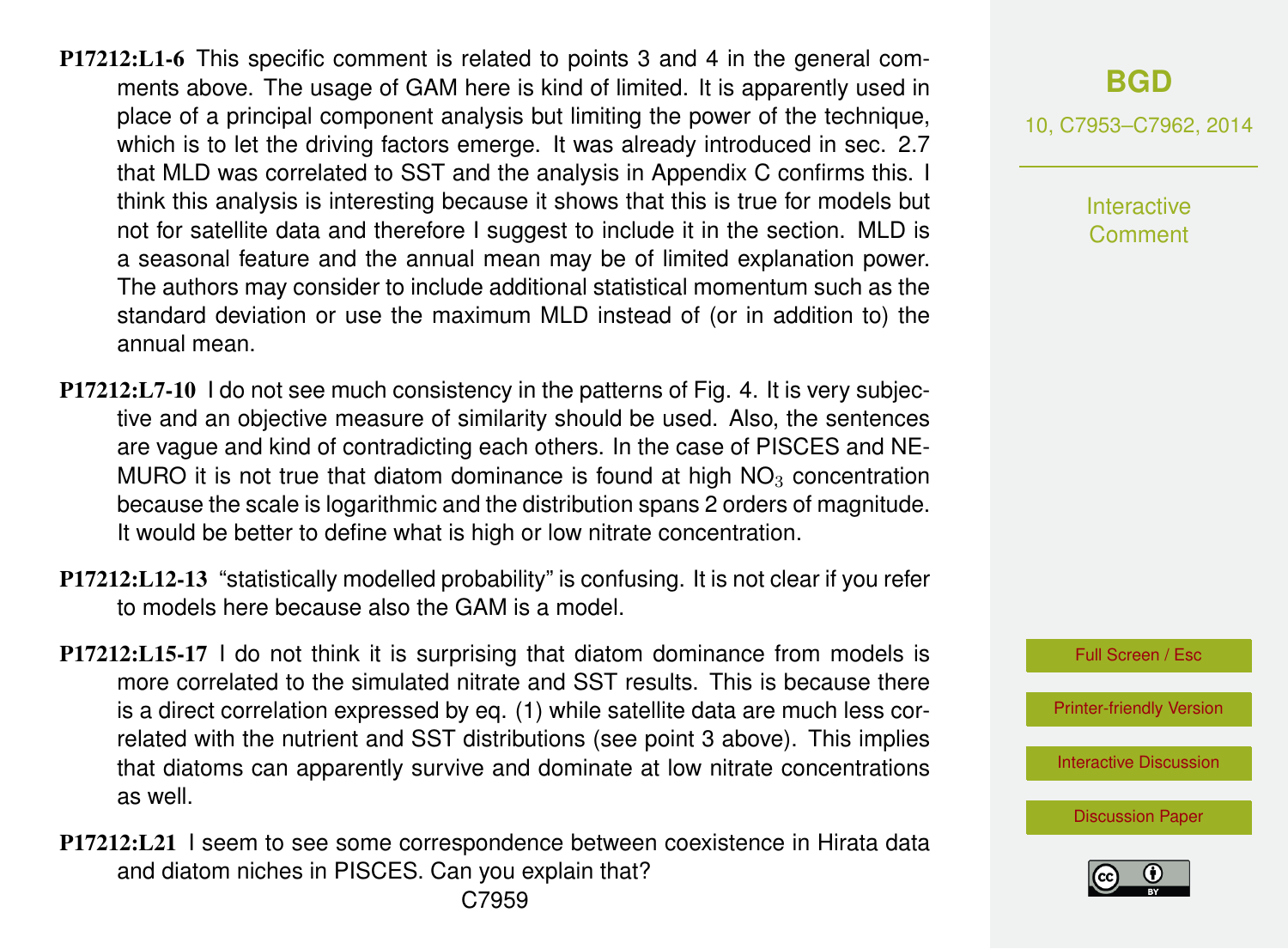**P17212:L1-6** This specific comment is related to points 3 and 4 in the general comments above. The usage of GAM here is kind of limited. It is apparently used in place of a principal component analysis but limiting the power of the technique, which is to let the driving factors emerge. It was already introduced in sec. 2.7 that MLD was correlated to SST and the analysis in Appendix C confirms this. I think this analysis is interesting because it shows that this is true for models but not for satellite data and therefore I suggest to include it in the section. MLD is a seasonal feature and the annual mean may be of limited explanation power. The authors may consider to include additional statistical momentum such as the standard deviation or use the maximum MLD instead of (or in addition to) the annual mean.

**P17212:L7-10** I do not see much consistency in the patterns of Fig. 4. It is very subjective and an objective measure of similarity should be used. Also, the sentences are vague and kind of contradicting each others. In the case of PISCES and NEMURO it is not true that diatom dominance is found at high $NO_3$ concentration because the scale is logarithmic and the distribution spans 2 orders of magnitude. It would be better to define what is high or low nitrate concentration.

**P17212:L12-13** "statistically modelled probability" is confusing. It is not clear if you refer to models here because also the GAM is a model.

**P17212:L15-17** I do not think it is surprising that diatom dominance from models is more correlated to the simulated nitrate and SST results. This is because there is a direct correlation expressed by eq. (1) while satellite data are much less correlated with the nutrient and SST distributions (see point 3 above). This implies that diatoms can apparently survive and dominate at low nitrate concentrations as well.

**P17212:L21** I seem to see some correspondence between coexistence in Hirata data and diatom niches in PISCES. Can you explain that?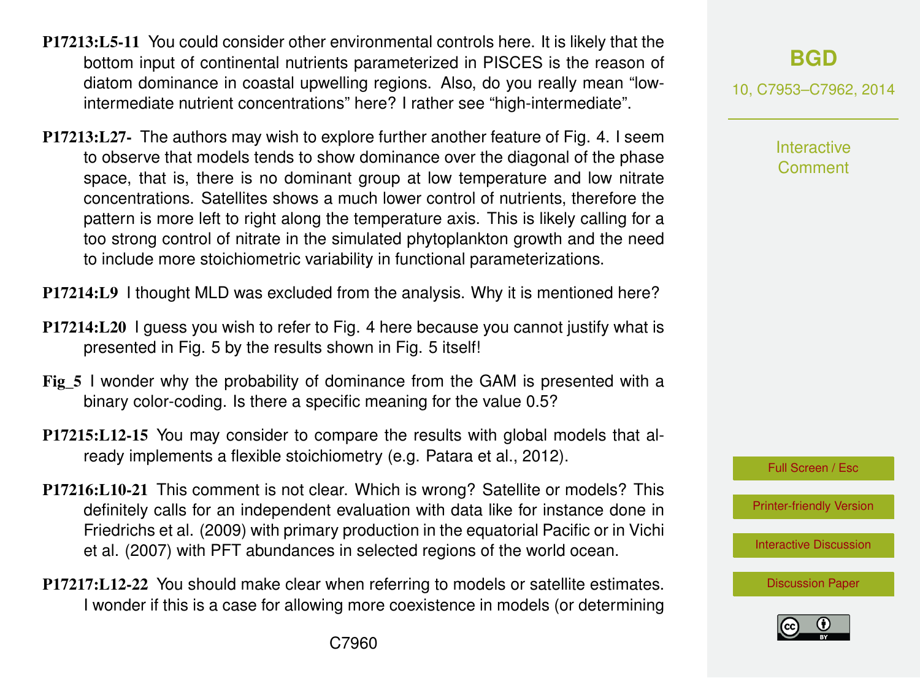**P17213:L5-11** You could consider other environmental controls here. It is likely that the bottom input of continental nutrients parameterized in PISCES is the reason of diatom dominance in coastal upwelling regions. Also, do you really mean "low-intermediate nutrient concentrations" here? I rather see "high-intermediate".

**P17213:L27-** The authors may wish to explore further another feature of Fig. 4. I seem to observe that models tends to show dominance over the diagonal of the phase space, that is, there is no dominant group at low temperature and low nitrate concentrations. Satellites shows a much lower control of nutrients, therefore the pattern is more left to right along the temperature axis. This is likely calling for a too strong control of nitrate in the simulated phytoplankton growth and the need to include more stoichiometric variability in functional parameterizations.

**P17214:L9** I thought MLD was excluded from the analysis. Why it is mentioned here?

**P17214:L20** I guess you wish to refer to Fig. 4 here because you cannot justify what is presented in Fig. 5 by the results shown in Fig. 5 itself!

**Fig_5** I wonder why the probability of dominance from the GAM is presented with a binary color-coding. Is there a specific meaning for the value 0.5?

**P17215:L12-15** You may consider to compare the results with global models that already implements a flexible stoichiometry (e.g. Patara et al., 2012).

**P17216:L10-21** This comment is not clear. Which is wrong? Satellite or models? This definitely calls for an independent evaluation with data like for instance done in Friedrichs et al. (2009) with primary production in the equatorial Pacific or in Vichi et al. (2007) with PFT abundances in selected regions of the world ocean.

**P17217:L12-22** You should make clear when referring to models or satellite estimates. I wonder if this is a case for allowing more coexistence in models (or determining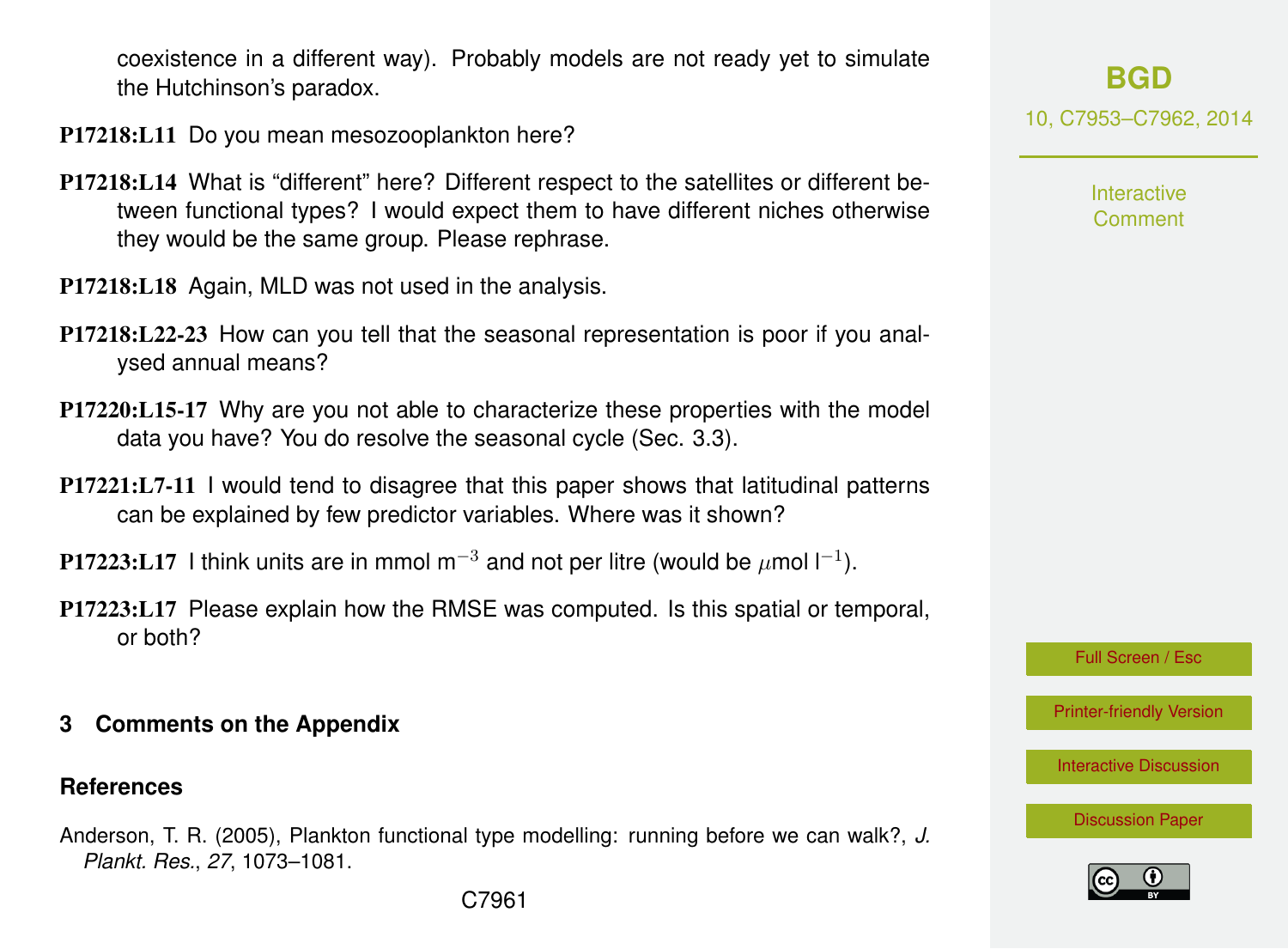coexistence in a different way). Probably models are not ready yet to simulate the Hutchinson's paradox.

**P17218:L11** Do you mean mesozooplankton here?

**P17218:L14** What is "different" here? Different respect to the satellites or different between functional types? I would expect them to have different niches otherwise they would be the same group. Please rephrase.

**P17218:L18** Again, MLD was not used in the analysis.

**P17218:L22-23** How can you tell that the seasonal representation is poor if you analysed annual means?

**P17220:L15-17** Why are you not able to characterize these properties with the model data you have? You do resolve the seasonal cycle (Sec. 3.3).

**P17221:L7-11** I would tend to disagree that this paper shows that latitudinal patterns can be explained by few predictor variables. Where was it shown?

**P17223:L17** I think units are in mmol $m^{-3}$ and not per litre (would be $\mu$mol $l^{-1}$).

**P17223:L17** Please explain how the RMSE was computed. Is this spatial or temporal, or both?

## 3 Comments on the Appendix

### References

Anderson, T. R. (2005), Plankton functional type modelling: running before we can walk?, *J. Plankt. Res.*, *27*, 1073–1081.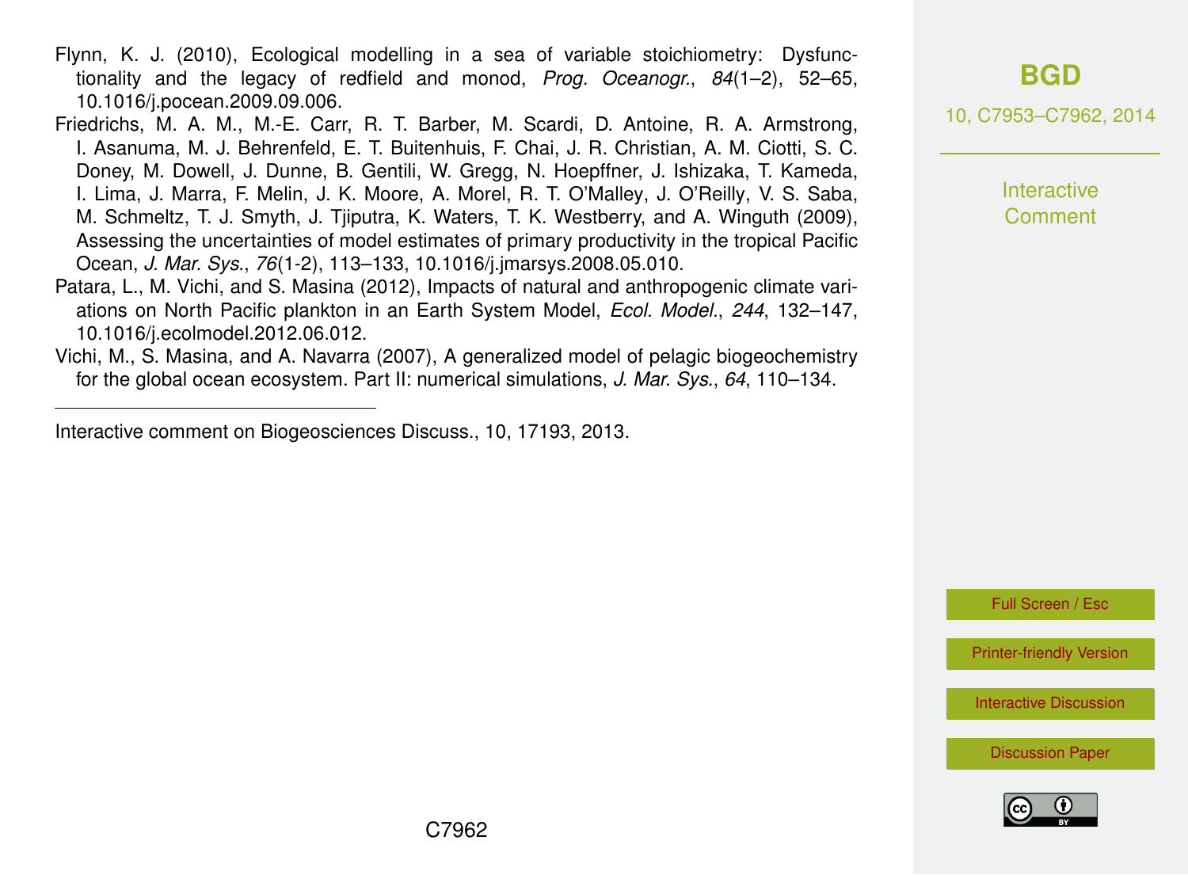Flynn, K. J. (2010), Ecological modelling in a sea of variable stoichiometry: Dysfunctionality and the legacy of redfield and monod, *Prog. Oceanogr.*, *84*(1–2), 52–65, 10.1016/j.pocean.2009.09.006.

Friedrichs, M. A. M., M.-E. Carr, R. T. Barber, M. Scardi, D. Antoine, R. A. Armstrong, I. Asanuma, M. J. Behrenfeld, E. T. Buitenhuis, F. Chai, J. R. Christian, A. M. Ciotti, S. C. Doney, M. Dowell, J. Dunne, B. Gentili, W. Gregg, N. Hoepffner, J. Ishizaka, T. Kameda, I. Lima, J. Marra, F. Melin, J. K. Moore, A. Morel, R. T. O'Malley, J. O'Reilly, V. S. Saba, M. Schmeltz, T. J. Smyth, J. Tjiputra, K. Waters, T. K. Westberry, and A. Winguth (2009), Assessing the uncertainties of model estimates of primary productivity in the tropical Pacific Ocean, *J. Mar. Sys.*, *76*(1-2), 113–133, 10.1016/j.jmarsys.2008.05.010.

Patara, L., M. Vichi, and S. Masina (2012), Impacts of natural and anthropogenic climate variations on North Pacific plankton in an Earth System Model, *Ecol. Model.*, *244*, 132–147, 10.1016/j.ecolmodel.2012.06.012.

Vichi, M., S. Masina, and A. Navarra (2007), A generalized model of pelagic biogeochemistry for the global ocean ecosystem. Part II: numerical simulations, *J. Mar. Sys.*, *64*, 110–134.

---

Interactive comment on Biogeosciences Discuss., 10, 17193, 2013.